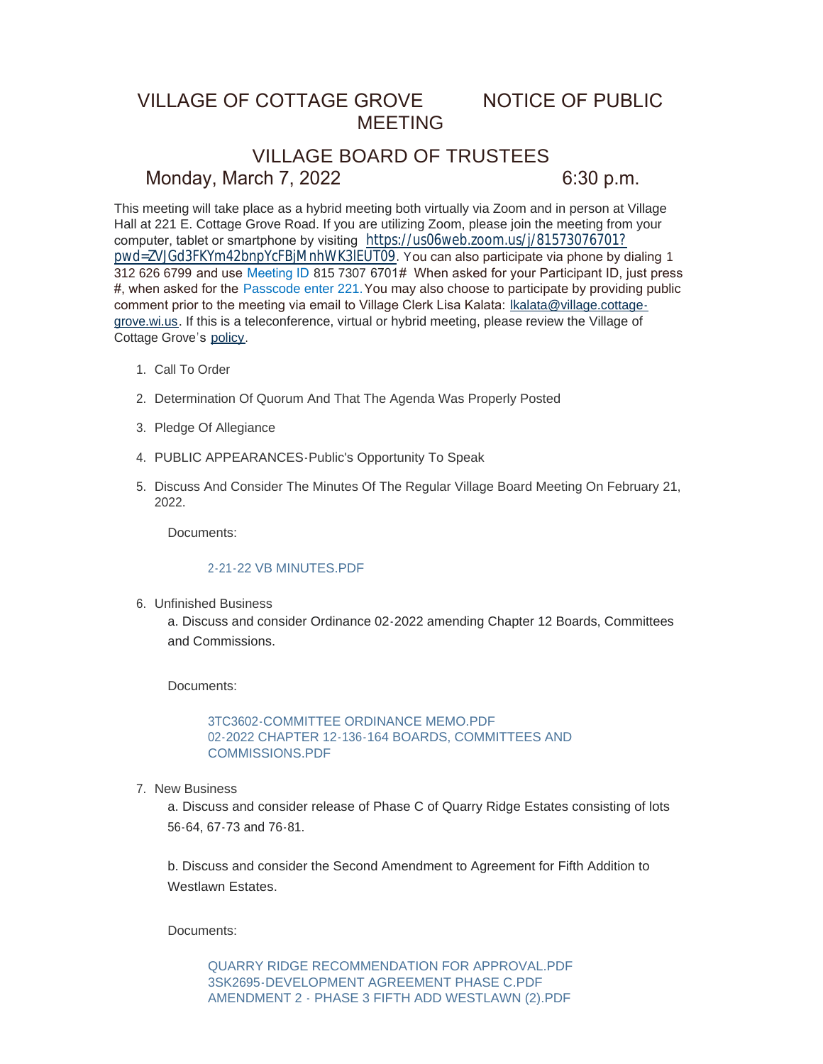# VILLAGE OF COTTAGE GROVE NOTICE OF PUBLIC MEETING

## VILLAGE BOARD OF TRUSTEES

**Monday, March 7, 2022 6:30 p.m.**

This meeting will take place as a hybrid meeting both virtually via Zoom and in person at Village Hall at 221 E. Cottage Grove Road. If you are utilizing Zoom, please join the meeting from your computer, tablet or smartphone by visiting https://us06web.zoom.us/j/81573076701?pwd=ZVJGd3FKYm42bnpYcFBjMnhWK3lEUT09. You can also participate via phone by dialing 1 312 626 6799 and use Meeting ID 815 7307 6701# When asked for your Participant ID, just press #, when asked for the Passcode enter 221. You may also choose to participate by providing public comment prior to the meeting via email to Village Clerk Lisa Kalata: lkalata@village.cottage-grove.wi.us. If this is a teleconference, virtual or hybrid meeting, please review the Village of Cottage Grove's policy.

1. Call To Order
2. Determination Of Quorum And That The Agenda Was Properly Posted
3. Pledge Of Allegiance
4. PUBLIC APPEARANCES-Public's Opportunity To Speak
5. Discuss And Consider The Minutes Of The Regular Village Board Meeting On February 21, 2022.

   Documents:

   2-21-22 VB MINUTES.PDF

6. Unfinished Business

   a. Discuss and consider Ordinance 02-2022 amending Chapter 12 Boards, Committees and Commissions.

   Documents:

   3TC3602-COMMITTEE ORDINANCE MEMO.PDF
   02-2022 CHAPTER 12-136-164 BOARDS, COMMITTEES AND COMMISSIONS.PDF

7. New Business

   a. Discuss and consider release of Phase C of Quarry Ridge Estates consisting of lots 56-64, 67-73 and 76-81.

   b. Discuss and consider the Second Amendment to Agreement for Fifth Addition to Westlawn Estates.

   Documents:

   QUARRY RIDGE RECOMMENDATION FOR APPROVAL.PDF
   3SK2695-DEVELOPMENT AGREEMENT PHASE C.PDF
   AMENDMENT 2 - PHASE 3 FIFTH ADD WESTLAWN (2).PDF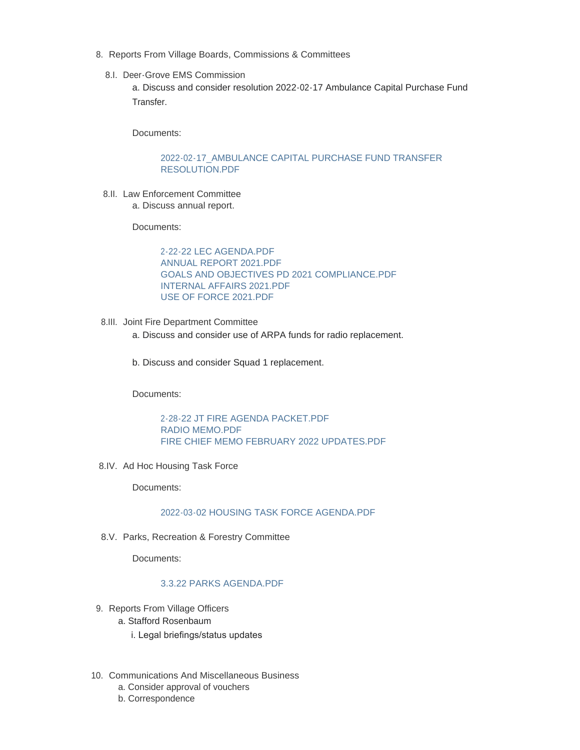8. Reports From Village Boards, Commissions & Committees

   8.I. Deer-Grove EMS Commission

   a. Discuss and consider resolution 2022-02-17 Ambulance Capital Purchase Fund Transfer.

   Documents:

   2022-02-17_AMBULANCE CAPITAL PURCHASE FUND TRANSFER RESOLUTION.PDF

   8.II. Law Enforcement Committee

   a. Discuss annual report.

   Documents:

   2-22-22 LEC AGENDA.PDF
   ANNUAL REPORT 2021.PDF
   GOALS AND OBJECTIVES PD 2021 COMPLIANCE.PDF
   INTERNAL AFFAIRS 2021.PDF
   USE OF FORCE 2021.PDF

   8.III. Joint Fire Department Committee

   a. Discuss and consider use of ARPA funds for radio replacement.

   b. Discuss and consider Squad 1 replacement.

   Documents:

   2-28-22 JT FIRE AGENDA PACKET.PDF
   RADIO MEMO.PDF
   FIRE CHIEF MEMO FEBRUARY 2022 UPDATES.PDF

   8.IV. Ad Hoc Housing Task Force

   Documents:

   2022-03-02 HOUSING TASK FORCE AGENDA.PDF

   8.V. Parks, Recreation & Forestry Committee

   Documents:

   3.3.22 PARKS AGENDA.PDF

9. Reports From Village Officers

   a. Stafford Rosenbaum

      i. Legal briefings/status updates

10. Communications And Miscellaneous Business

   a. Consider approval of vouchers
   b. Correspondence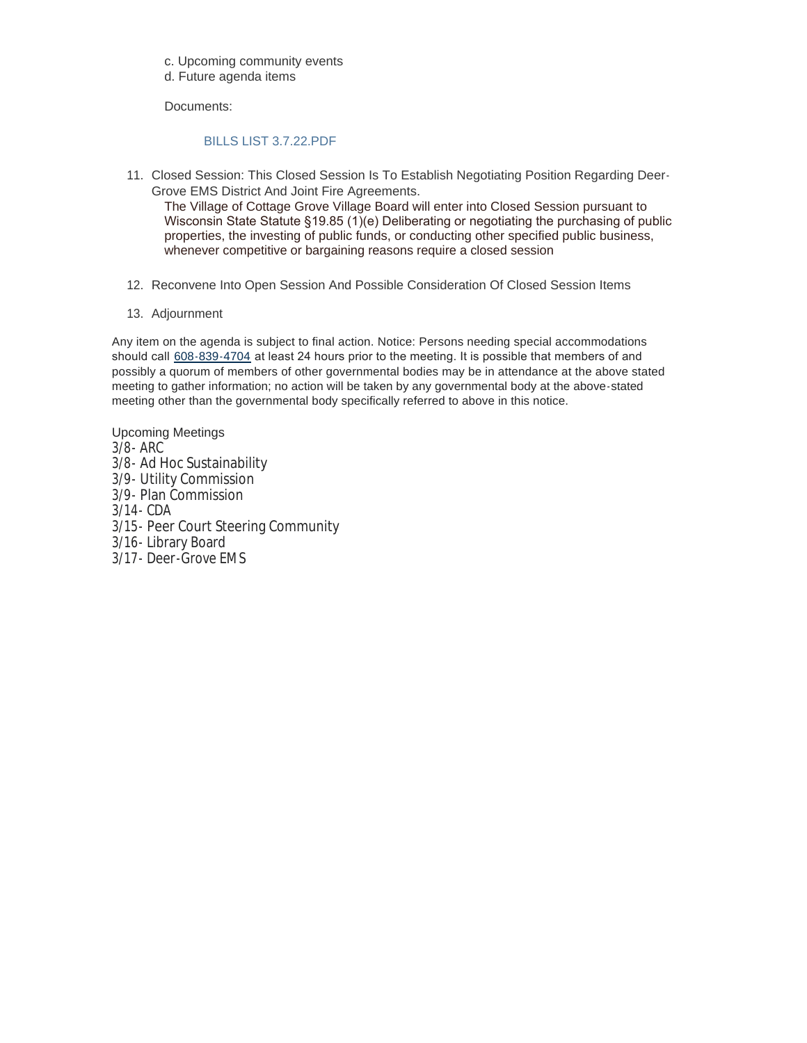c. Upcoming community events
d. Future agenda items

Documents:

BILLS LIST 3.7.22.PDF

11. Closed Session: This Closed Session Is To Establish Negotiating Position Regarding Deer-Grove EMS District And Joint Fire Agreements.
    The Village of Cottage Grove Village Board will enter into Closed Session pursuant to Wisconsin State Statute §19.85 (1)(e) Deliberating or negotiating the purchasing of public properties, the investing of public funds, or conducting other specified public business, whenever competitive or bargaining reasons require a closed session

12. Reconvene Into Open Session And Possible Consideration Of Closed Session Items

13. Adjournment

Any item on the agenda is subject to final action. Notice: Persons needing special accommodations should call 608-839-4704 at least 24 hours prior to the meeting. It is possible that members of and possibly a quorum of members of other governmental bodies may be in attendance at the above stated meeting to gather information; no action will be taken by any governmental body at the above-stated meeting other than the governmental body specifically referred to above in this notice.

Upcoming Meetings
3/8- ARC
3/8- Ad Hoc Sustainability
3/9- Utility Commission
3/9- Plan Commission
3/14- CDA
3/15- Peer Court Steering Community
3/16- Library Board
3/17- Deer-Grove EMS